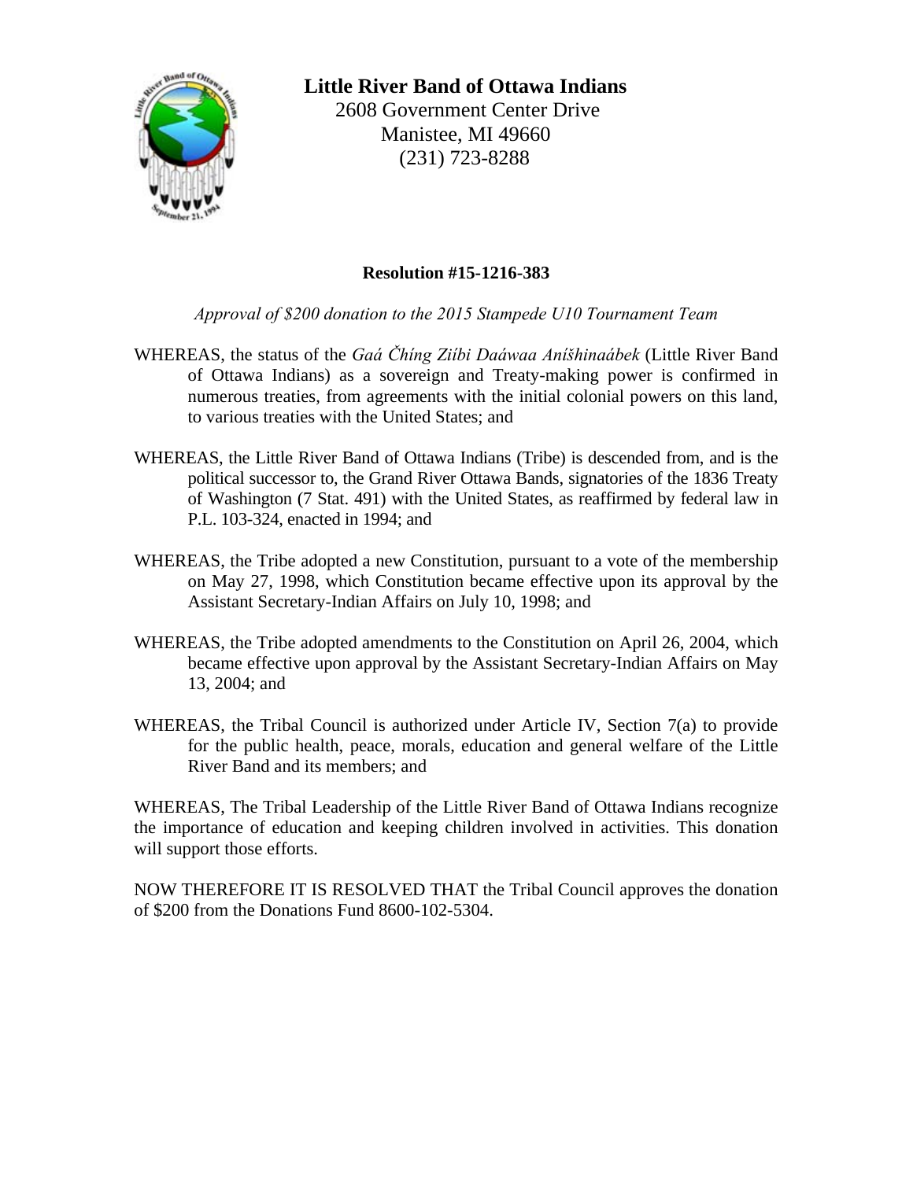**Little River Band of Ottawa Indians**
2608 Government Center Drive
Manistee, MI 49660
(231) 723-8288

**Resolution #15-1216-383**

*Approval of $200 donation to the 2015 Stampede U10 Tournament Team*

WHEREAS, the status of the *Gaá Čhíng Ziíbi Daáwaa Aníšhinaábek* (Little River Band of Ottawa Indians) as a sovereign and Treaty-making power is confirmed in numerous treaties, from agreements with the initial colonial powers on this land, to various treaties with the United States; and

WHEREAS, the Little River Band of Ottawa Indians (Tribe) is descended from, and is the political successor to, the Grand River Ottawa Bands, signatories of the 1836 Treaty of Washington (7 Stat. 491) with the United States, as reaffirmed by federal law in P.L. 103-324, enacted in 1994; and

WHEREAS, the Tribe adopted a new Constitution, pursuant to a vote of the membership on May 27, 1998, which Constitution became effective upon its approval by the Assistant Secretary-Indian Affairs on July 10, 1998; and

WHEREAS, the Tribe adopted amendments to the Constitution on April 26, 2004, which became effective upon approval by the Assistant Secretary-Indian Affairs on May 13, 2004; and

WHEREAS, the Tribal Council is authorized under Article IV, Section 7(a) to provide for the public health, peace, morals, education and general welfare of the Little River Band and its members; and

WHEREAS, The Tribal Leadership of the Little River Band of Ottawa Indians recognize the importance of education and keeping children involved in activities. This donation will support those efforts.

NOW THEREFORE IT IS RESOLVED THAT the Tribal Council approves the donation of $200 from the Donations Fund 8600-102-5304.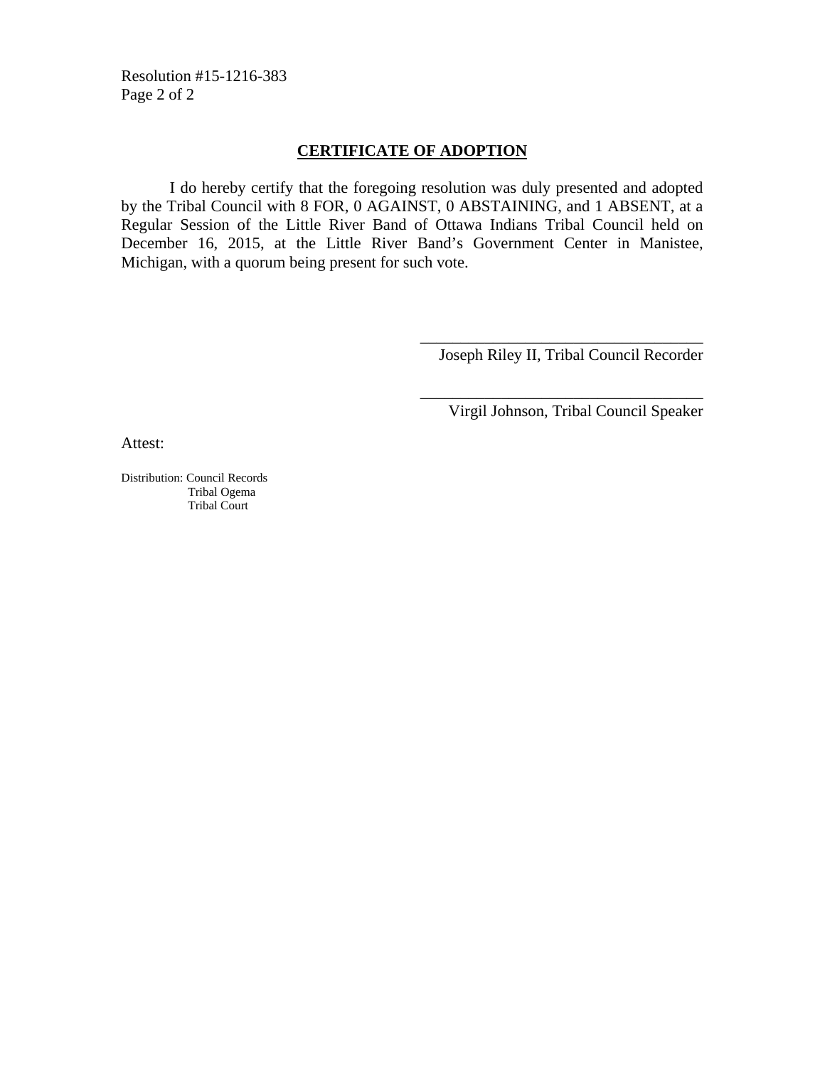## CERTIFICATE OF ADOPTION

I do hereby certify that the foregoing resolution was duly presented and adopted by the Tribal Council with 8 FOR, 0 AGAINST, 0 ABSTAINING, and 1 ABSENT, at a Regular Session of the Little River Band of Ottawa Indians Tribal Council held on December 16, 2015, at the Little River Band's Government Center in Manistee, Michigan, with a quorum being present for such vote.

\_\_\_\_\_\_\_\_\_\_\_\_\_\_\_\_\_\_\_\_\_\_\_\_\_\_\_\_\_\_\_\_\_\_\_
Joseph Riley II, Tribal Council Recorder

\_\_\_\_\_\_\_\_\_\_\_\_\_\_\_\_\_\_\_\_\_\_\_\_\_\_\_\_\_\_\_\_\_\_\_
Virgil Johnson, Tribal Council Speaker

Attest:

Distribution: Council Records
Tribal Ogema
Tribal Court